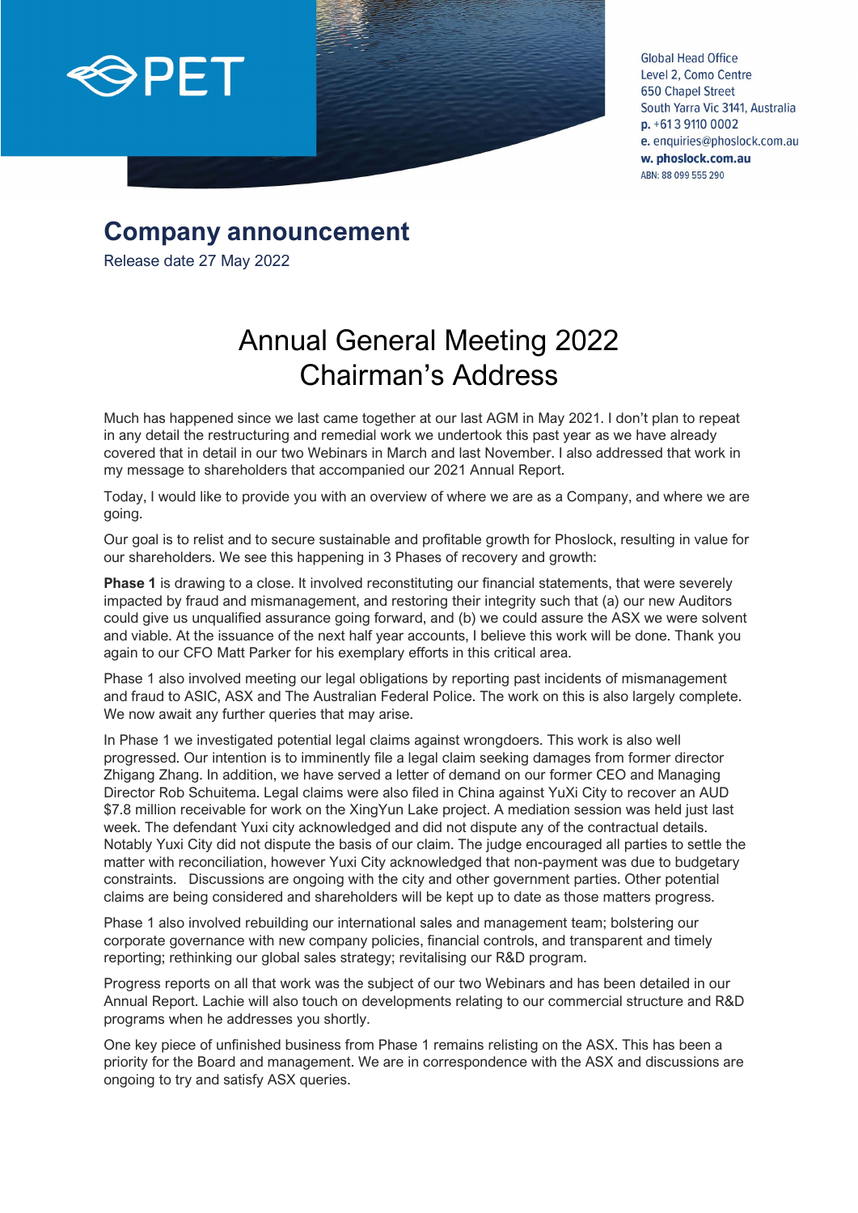PET

Global Head Office
Level 2, Como Centre
650 Chapel Street
South Yarra Vic 3141, Australia
**p.** +61 3 9110 0002
**e.** enquiries@phoslock.com.au
**w. phoslock.com.au**
ABN: 88 099 555 290

## Company announcement

Release date 27 May 2022

# Annual General Meeting 2022 Chairman's Address

Much has happened since we last came together at our last AGM in May 2021. I don't plan to repeat in any detail the restructuring and remedial work we undertook this past year as we have already covered that in detail in our two Webinars in March and last November. I also addressed that work in my message to shareholders that accompanied our 2021 Annual Report.

Today, I would like to provide you with an overview of where we are as a Company, and where we are going.

Our goal is to relist and to secure sustainable and profitable growth for Phoslock, resulting in value for our shareholders. We see this happening in 3 Phases of recovery and growth:

**Phase 1** is drawing to a close. It involved reconstituting our financial statements, that were severely impacted by fraud and mismanagement, and restoring their integrity such that (a) our new Auditors could give us unqualified assurance going forward, and (b) we could assure the ASX we were solvent and viable. At the issuance of the next half year accounts, I believe this work will be done. Thank you again to our CFO Matt Parker for his exemplary efforts in this critical area.

Phase 1 also involved meeting our legal obligations by reporting past incidents of mismanagement and fraud to ASIC, ASX and The Australian Federal Police. The work on this is also largely complete. We now await any further queries that may arise.

In Phase 1 we investigated potential legal claims against wrongdoers. This work is also well progressed. Our intention is to imminently file a legal claim seeking damages from former director Zhigang Zhang. In addition, we have served a letter of demand on our former CEO and Managing Director Rob Schuitema. Legal claims were also filed in China against YuXi City to recover an AUD $7.8 million receivable for work on the XingYun Lake project. A mediation session was held just last week. The defendant Yuxi city acknowledged and did not dispute any of the contractual details. Notably Yuxi City did not dispute the basis of our claim. The judge encouraged all parties to settle the matter with reconciliation, however Yuxi City acknowledged that non-payment was due to budgetary constraints. Discussions are ongoing with the city and other government parties. Other potential claims are being considered and shareholders will be kept up to date as those matters progress.

Phase 1 also involved rebuilding our international sales and management team; bolstering our corporate governance with new company policies, financial controls, and transparent and timely reporting; rethinking our global sales strategy; revitalising our R&D program.

Progress reports on all that work was the subject of our two Webinars and has been detailed in our Annual Report. Lachie will also touch on developments relating to our commercial structure and R&D programs when he addresses you shortly.

One key piece of unfinished business from Phase 1 remains relisting on the ASX. This has been a priority for the Board and management. We are in correspondence with the ASX and discussions are ongoing to try and satisfy ASX queries.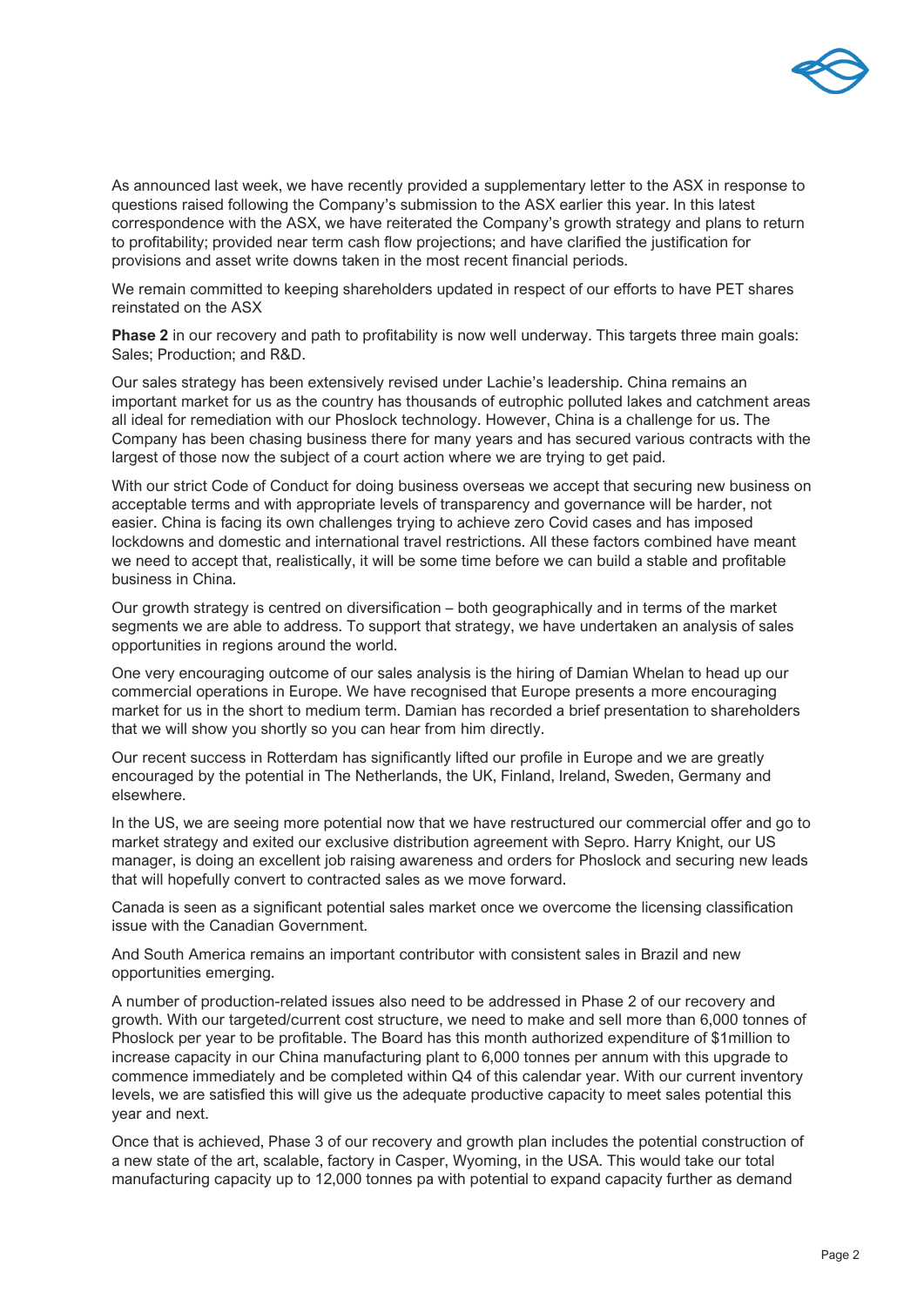As announced last week, we have recently provided a supplementary letter to the ASX in response to questions raised following the Company's submission to the ASX earlier this year. In this latest correspondence with the ASX, we have reiterated the Company's growth strategy and plans to return to profitability; provided near term cash flow projections; and have clarified the justification for provisions and asset write downs taken in the most recent financial periods.

We remain committed to keeping shareholders updated in respect of our efforts to have PET shares reinstated on the ASX

**Phase 2** in our recovery and path to profitability is now well underway. This targets three main goals: Sales; Production; and R&D.

Our sales strategy has been extensively revised under Lachie's leadership. China remains an important market for us as the country has thousands of eutrophic polluted lakes and catchment areas all ideal for remediation with our Phoslock technology. However, China is a challenge for us. The Company has been chasing business there for many years and has secured various contracts with the largest of those now the subject of a court action where we are trying to get paid.

With our strict Code of Conduct for doing business overseas we accept that securing new business on acceptable terms and with appropriate levels of transparency and governance will be harder, not easier. China is facing its own challenges trying to achieve zero Covid cases and has imposed lockdowns and domestic and international travel restrictions. All these factors combined have meant we need to accept that, realistically, it will be some time before we can build a stable and profitable business in China.

Our growth strategy is centred on diversification – both geographically and in terms of the market segments we are able to address. To support that strategy, we have undertaken an analysis of sales opportunities in regions around the world.

One very encouraging outcome of our sales analysis is the hiring of Damian Whelan to head up our commercial operations in Europe. We have recognised that Europe presents a more encouraging market for us in the short to medium term. Damian has recorded a brief presentation to shareholders that we will show you shortly so you can hear from him directly.

Our recent success in Rotterdam has significantly lifted our profile in Europe and we are greatly encouraged by the potential in The Netherlands, the UK, Finland, Ireland, Sweden, Germany and elsewhere.

In the US, we are seeing more potential now that we have restructured our commercial offer and go to market strategy and exited our exclusive distribution agreement with Sepro. Harry Knight, our US manager, is doing an excellent job raising awareness and orders for Phoslock and securing new leads that will hopefully convert to contracted sales as we move forward.

Canada is seen as a significant potential sales market once we overcome the licensing classification issue with the Canadian Government.

And South America remains an important contributor with consistent sales in Brazil and new opportunities emerging.

A number of production-related issues also need to be addressed in Phase 2 of our recovery and growth. With our targeted/current cost structure, we need to make and sell more than 6,000 tonnes of Phoslock per year to be profitable. The Board has this month authorized expenditure of $1million to increase capacity in our China manufacturing plant to 6,000 tonnes per annum with this upgrade to commence immediately and be completed within Q4 of this calendar year. With our current inventory levels, we are satisfied this will give us the adequate productive capacity to meet sales potential this year and next.

Once that is achieved, Phase 3 of our recovery and growth plan includes the potential construction of a new state of the art, scalable, factory in Casper, Wyoming, in the USA. This would take our total manufacturing capacity up to 12,000 tonnes pa with potential to expand capacity further as demand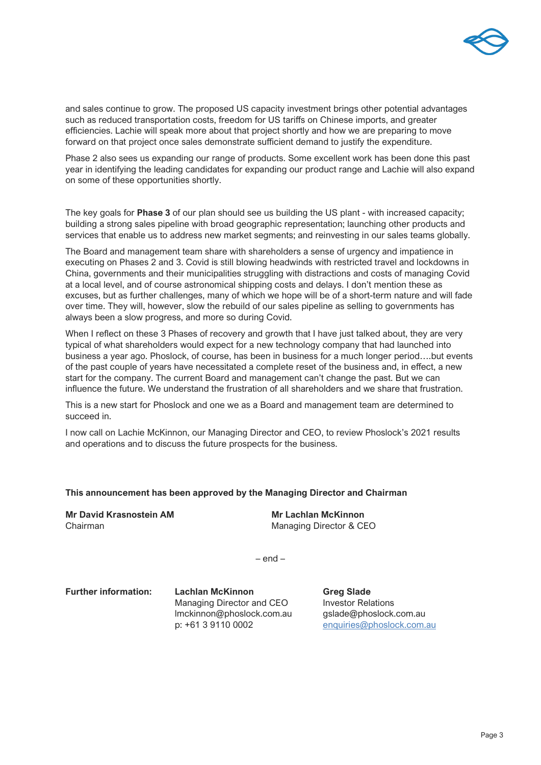and sales continue to grow. The proposed US capacity investment brings other potential advantages such as reduced transportation costs, freedom for US tariffs on Chinese imports, and greater efficiencies. Lachie will speak more about that project shortly and how we are preparing to move forward on that project once sales demonstrate sufficient demand to justify the expenditure.

Phase 2 also sees us expanding our range of products. Some excellent work has been done this past year in identifying the leading candidates for expanding our product range and Lachie will also expand on some of these opportunities shortly.

The key goals for **Phase 3** of our plan should see us building the US plant - with increased capacity; building a strong sales pipeline with broad geographic representation; launching other products and services that enable us to address new market segments; and reinvesting in our sales teams globally.

The Board and management team share with shareholders a sense of urgency and impatience in executing on Phases 2 and 3. Covid is still blowing headwinds with restricted travel and lockdowns in China, governments and their municipalities struggling with distractions and costs of managing Covid at a local level, and of course astronomical shipping costs and delays. I don't mention these as excuses, but as further challenges, many of which we hope will be of a short-term nature and will fade over time. They will, however, slow the rebuild of our sales pipeline as selling to governments has always been a slow progress, and more so during Covid.

When I reflect on these 3 Phases of recovery and growth that I have just talked about, they are very typical of what shareholders would expect for a new technology company that had launched into business a year ago. Phoslock, of course, has been in business for a much longer period….but events of the past couple of years have necessitated a complete reset of the business and, in effect, a new start for the company. The current Board and management can't change the past. But we can influence the future. We understand the frustration of all shareholders and we share that frustration.

This is a new start for Phoslock and one we as a Board and management team are determined to succeed in.

I now call on Lachie McKinnon, our Managing Director and CEO, to review Phoslock's 2021 results and operations and to discuss the future prospects for the business.

**This announcement has been approved by the Managing Director and Chairman**

**Mr David Krasnostein AM**
Chairman

**Mr Lachlan McKinnon**
Managing Director & CEO

– end –

**Further information:**

**Lachlan McKinnon**
Managing Director and CEO
lmckinnon@phoslock.com.au
p: +61 3 9110 0002

**Greg Slade**
Investor Relations
gslade@phoslock.com.au
enquiries@phoslock.com.au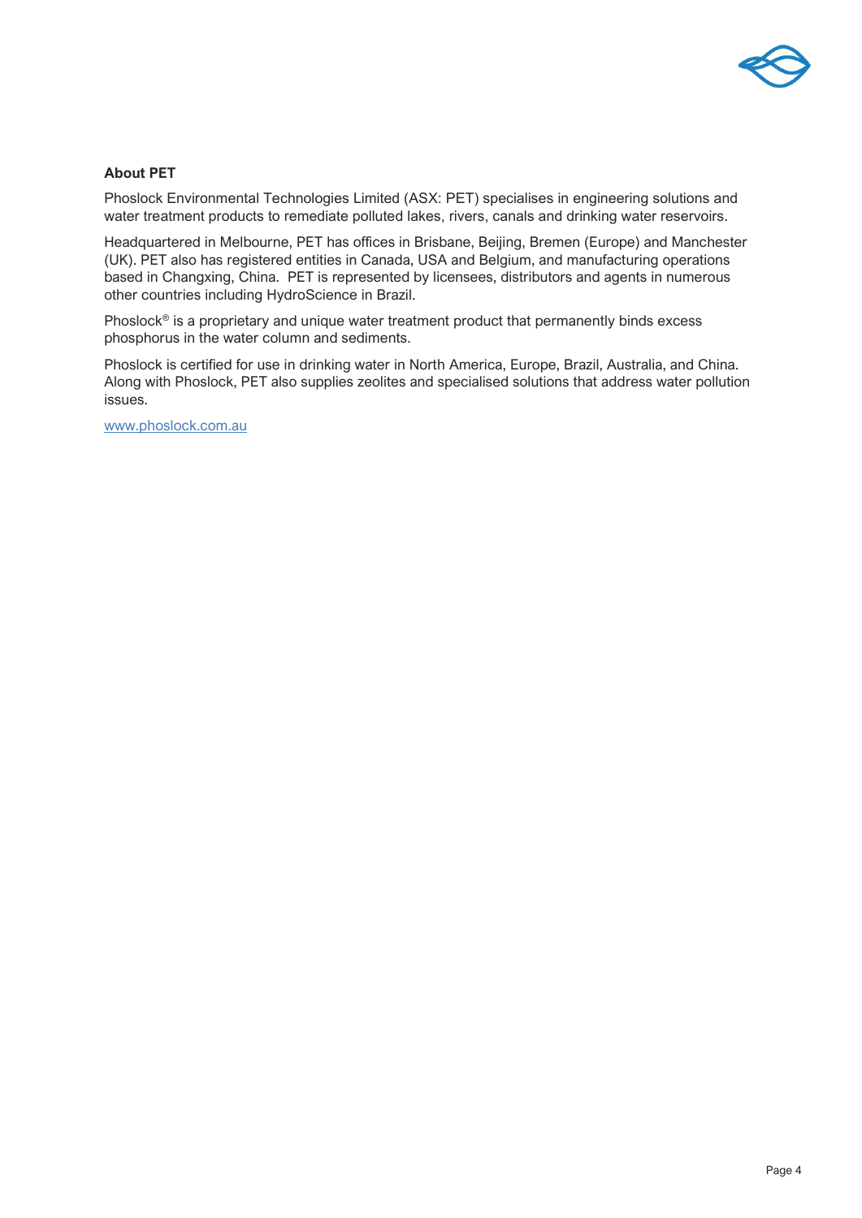**About PET**

Phoslock Environmental Technologies Limited (ASX: PET) specialises in engineering solutions and water treatment products to remediate polluted lakes, rivers, canals and drinking water reservoirs.

Headquartered in Melbourne, PET has offices in Brisbane, Beijing, Bremen (Europe) and Manchester (UK). PET also has registered entities in Canada, USA and Belgium, and manufacturing operations based in Changxing, China. PET is represented by licensees, distributors and agents in numerous other countries including HydroScience in Brazil.

Phoslock® is a proprietary and unique water treatment product that permanently binds excess phosphorus in the water column and sediments.

Phoslock is certified for use in drinking water in North America, Europe, Brazil, Australia, and China. Along with Phoslock, PET also supplies zeolites and specialised solutions that address water pollution issues.

[www.phoslock.com.au](http://www.phoslock.com.au)